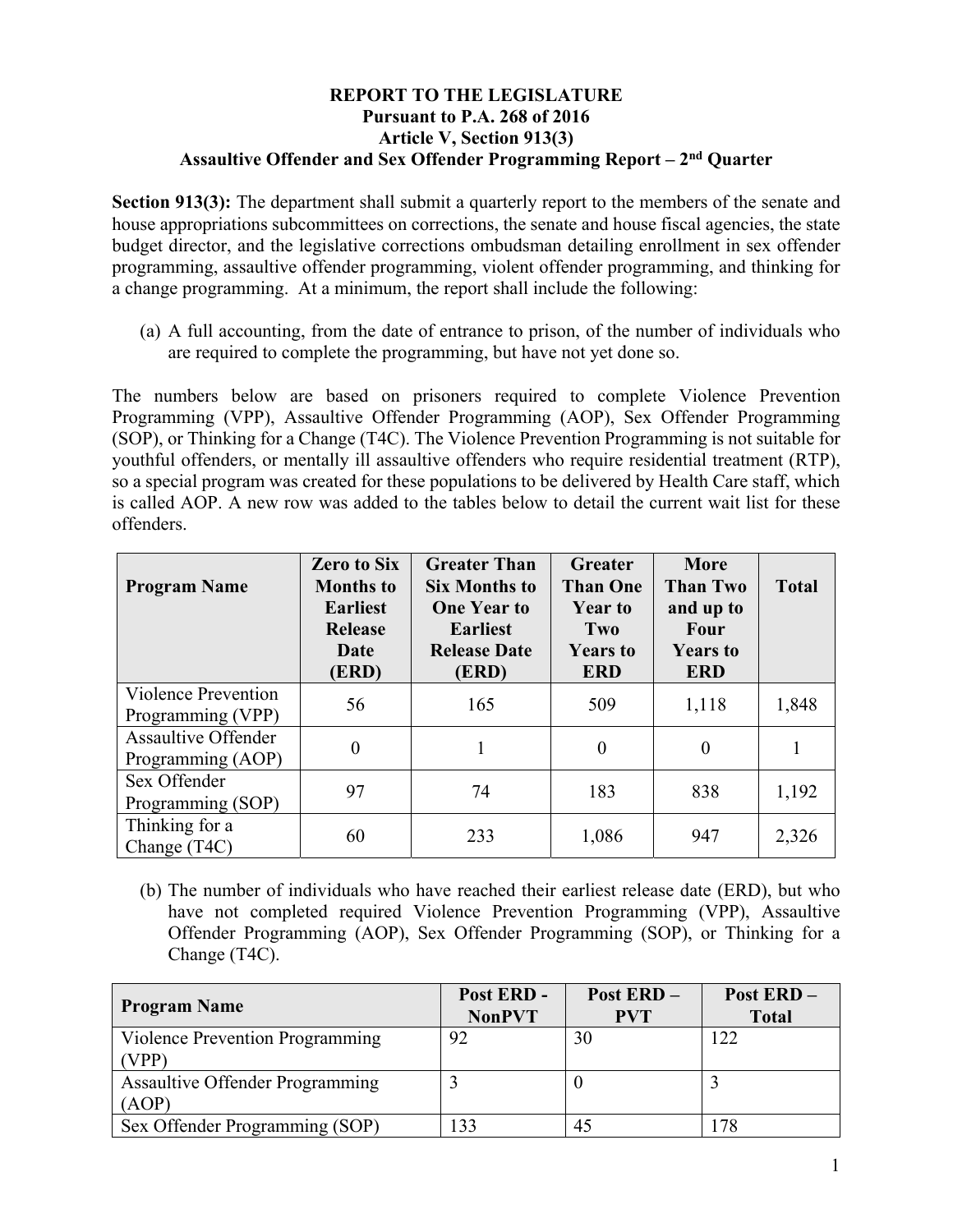**REPORT TO THE LEGISLATURE**
**Pursuant to P.A. 268 of 2016**
**Article V, Section 913(3)**
**Assaultive Offender and Sex Offender Programming Report – 2nd Quarter**

**Section 913(3):** The department shall submit a quarterly report to the members of the senate and house appropriations subcommittees on corrections, the senate and house fiscal agencies, the state budget director, and the legislative corrections ombudsman detailing enrollment in sex offender programming, assaultive offender programming, violent offender programming, and thinking for a change programming. At a minimum, the report shall include the following:

(a) A full accounting, from the date of entrance to prison, of the number of individuals who are required to complete the programming, but have not yet done so.

The numbers below are based on prisoners required to complete Violence Prevention Programming (VPP), Assaultive Offender Programming (AOP), Sex Offender Programming (SOP), or Thinking for a Change (T4C). The Violence Prevention Programming is not suitable for youthful offenders, or mentally ill assaultive offenders who require residential treatment (RTP), so a special program was created for these populations to be delivered by Health Care staff, which is called AOP. A new row was added to the tables below to detail the current wait list for these offenders.

| Program Name | Zero to Six Months to Earliest Release Date (ERD) | Greater Than Six Months to One Year to Earliest Release Date (ERD) | Greater Than One Year to Two Years to ERD | More Than Two and up to Four Years to ERD | Total |
|---|---|---|---|---|---|
| Violence Prevention Programming (VPP) | 56 | 165 | 509 | 1,118 | 1,848 |
| Assaultive Offender Programming (AOP) | 0 | 1 | 0 | 0 | 1 |
| Sex Offender Programming (SOP) | 97 | 74 | 183 | 838 | 1,192 |
| Thinking for a Change (T4C) | 60 | 233 | 1,086 | 947 | 2,326 |

(b) The number of individuals who have reached their earliest release date (ERD), but who have not completed required Violence Prevention Programming (VPP), Assaultive Offender Programming (AOP), Sex Offender Programming (SOP), or Thinking for a Change (T4C).

| Program Name | Post ERD - NonPVT | Post ERD – PVT | Post ERD – Total |
|---|---|---|---|
| Violence Prevention Programming (VPP) | 92 | 30 | 122 |
| Assaultive Offender Programming (AOP) | 3 | 0 | 3 |
| Sex Offender Programming (SOP) | 133 | 45 | 178 |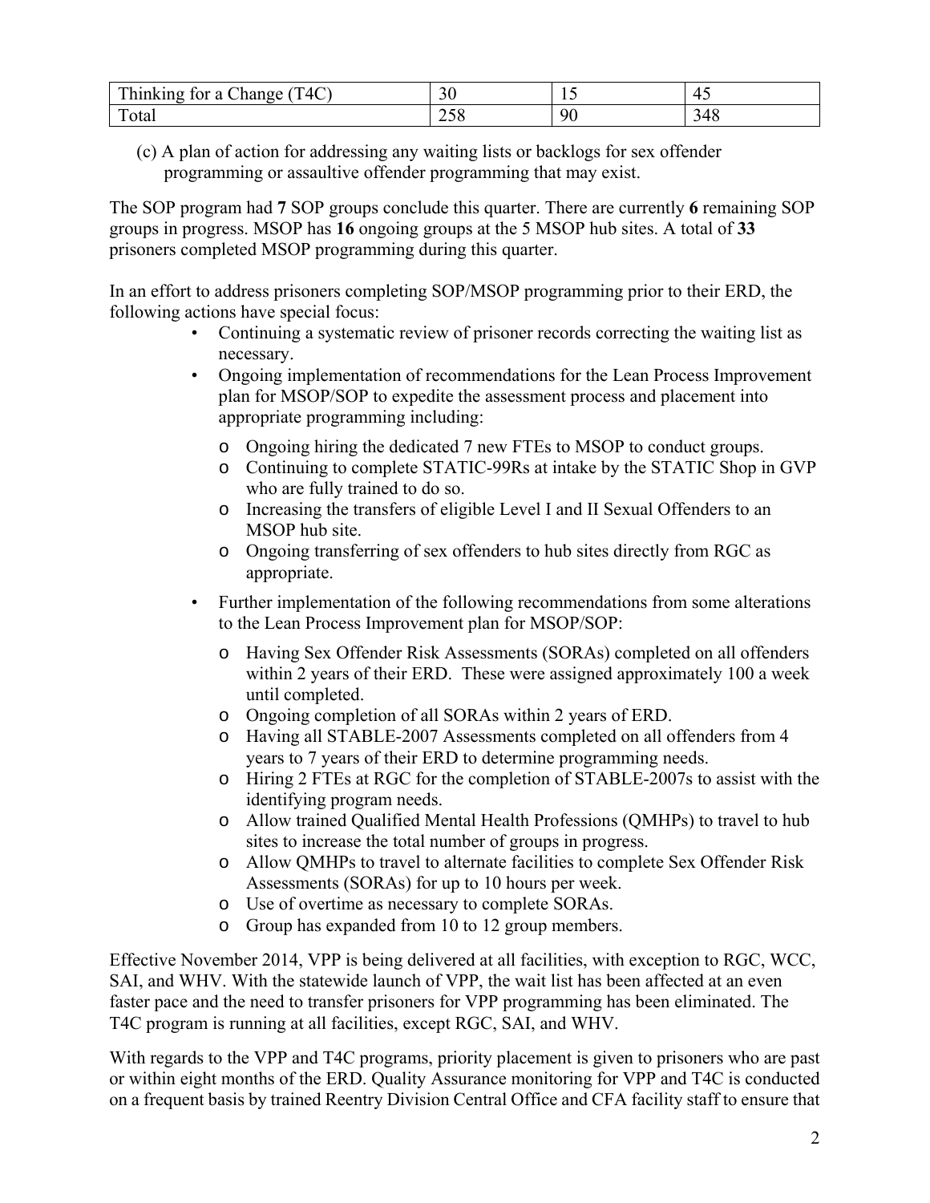| Thinking for a Change (T4C) | 30 | 15 | 45 |
|---|---|---|---|
| Total | 258 | 90 | 348 |

(c) A plan of action for addressing any waiting lists or backlogs for sex offender programming or assaultive offender programming that may exist.

The SOP program had **7** SOP groups conclude this quarter. There are currently **6** remaining SOP groups in progress. MSOP has **16** ongoing groups at the 5 MSOP hub sites. A total of **33** prisoners completed MSOP programming during this quarter.

In an effort to address prisoners completing SOP/MSOP programming prior to their ERD, the following actions have special focus:

- Continuing a systematic review of prisoner records correcting the waiting list as necessary.
- Ongoing implementation of recommendations for the Lean Process Improvement plan for MSOP/SOP to expedite the assessment process and placement into appropriate programming including:
  - Ongoing hiring the dedicated 7 new FTEs to MSOP to conduct groups.
  - Continuing to complete STATIC-99Rs at intake by the STATIC Shop in GVP who are fully trained to do so.
  - Increasing the transfers of eligible Level I and II Sexual Offenders to an MSOP hub site.
  - Ongoing transferring of sex offenders to hub sites directly from RGC as appropriate.
- Further implementation of the following recommendations from some alterations to the Lean Process Improvement plan for MSOP/SOP:
  - Having Sex Offender Risk Assessments (SORAs) completed on all offenders within 2 years of their ERD. These were assigned approximately 100 a week until completed.
  - Ongoing completion of all SORAs within 2 years of ERD.
  - Having all STABLE-2007 Assessments completed on all offenders from 4 years to 7 years of their ERD to determine programming needs.
  - Hiring 2 FTEs at RGC for the completion of STABLE-2007s to assist with the identifying program needs.
  - Allow trained Qualified Mental Health Professions (QMHPs) to travel to hub sites to increase the total number of groups in progress.
  - Allow QMHPs to travel to alternate facilities to complete Sex Offender Risk Assessments (SORAs) for up to 10 hours per week.
  - Use of overtime as necessary to complete SORAs.
  - Group has expanded from 10 to 12 group members.

Effective November 2014, VPP is being delivered at all facilities, with exception to RGC, WCC, SAI, and WHV. With the statewide launch of VPP, the wait list has been affected at an even faster pace and the need to transfer prisoners for VPP programming has been eliminated. The T4C program is running at all facilities, except RGC, SAI, and WHV.

With regards to the VPP and T4C programs, priority placement is given to prisoners who are past or within eight months of the ERD. Quality Assurance monitoring for VPP and T4C is conducted on a frequent basis by trained Reentry Division Central Office and CFA facility staff to ensure that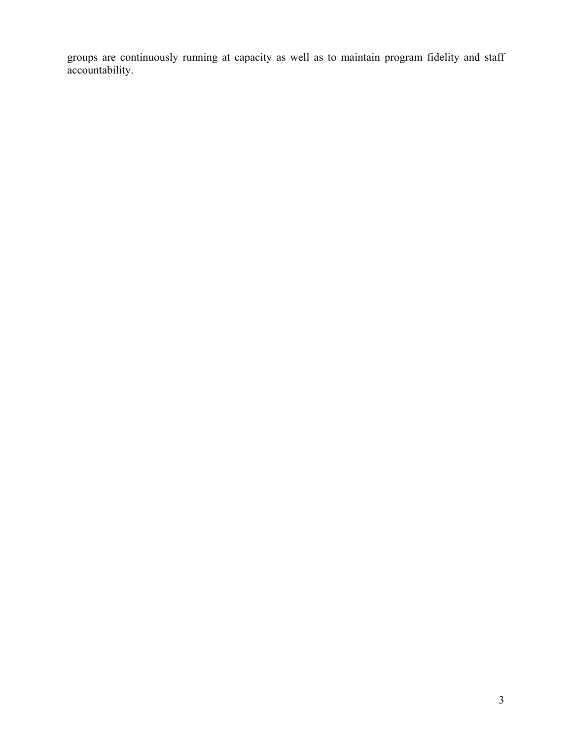groups are continuously running at capacity as well as to maintain program fidelity and staff accountability.